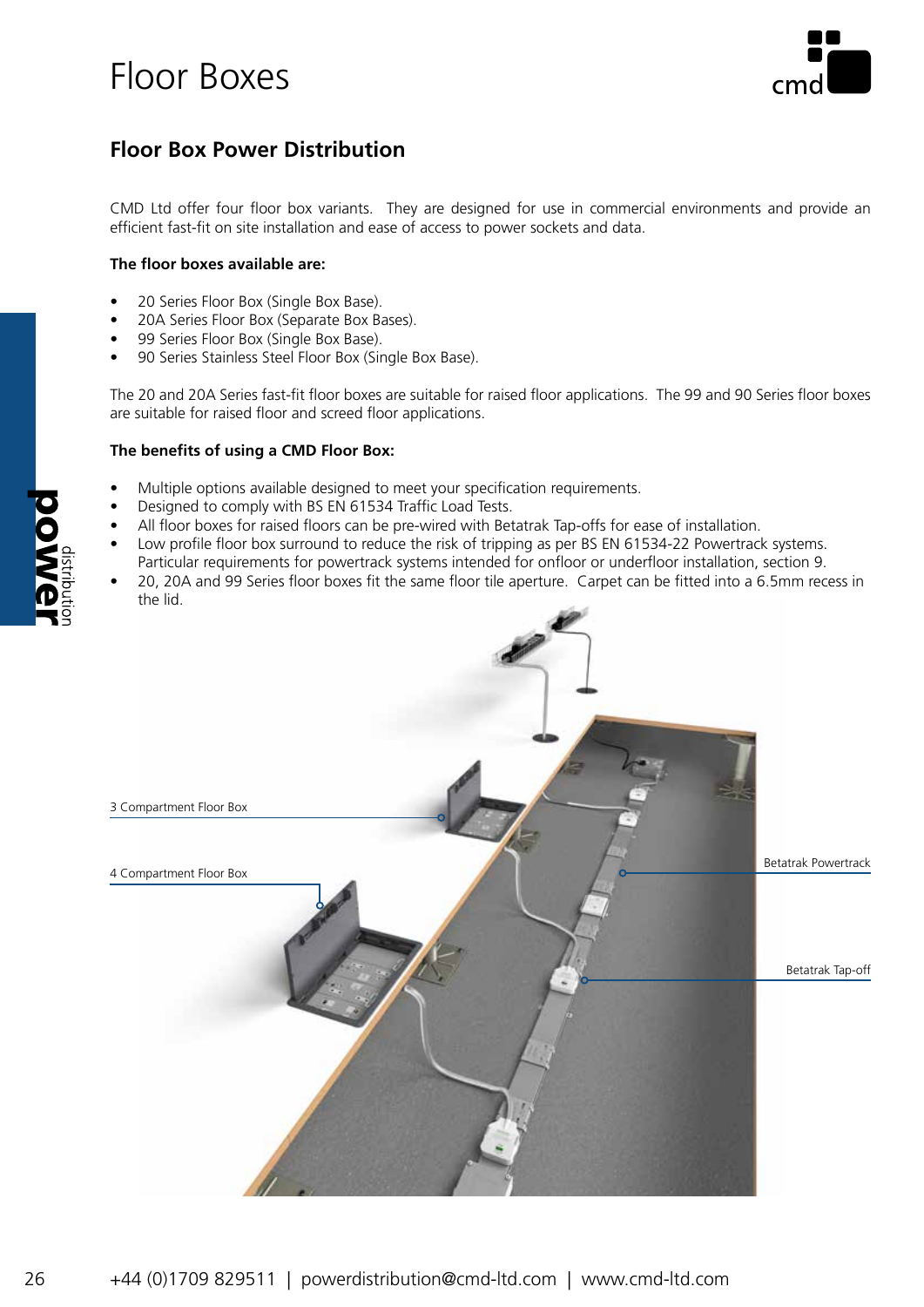# Floor Boxes

## Floor Box Power Distribution

CMD Ltd offer four floor box variants. They are designed for use in commercial environments and provide an efficient fast-fit on site installation and ease of access to power sockets and data.

**The floor boxes available are:**

- 20 Series Floor Box (Single Box Base).
- 20A Series Floor Box (Separate Box Bases).
- 99 Series Floor Box (Single Box Base).
- 90 Series Stainless Steel Floor Box (Single Box Base).

The 20 and 20A Series fast-fit floor boxes are suitable for raised floor applications. The 99 and 90 Series floor boxes are suitable for raised floor and screed floor applications.

**The benefits of using a CMD Floor Box:**

- Multiple options available designed to meet your specification requirements.
- Designed to comply with BS EN 61534 Traffic Load Tests.
- All floor boxes for raised floors can be pre-wired with Betatrak Tap-offs for ease of installation.
- Low profile floor box surround to reduce the risk of tripping as per BS EN 61534-22 Powertrack systems. Particular requirements for powertrack systems intended for onfloor or underfloor installation, section 9.
- 20, 20A and 99 Series floor boxes fit the same floor tile aperture. Carpet can be fitted into a 6.5mm recess in the lid.

3 Compartment Floor Box

4 Compartment Floor Box

Betatrak Powertrack

Betatrak Tap-off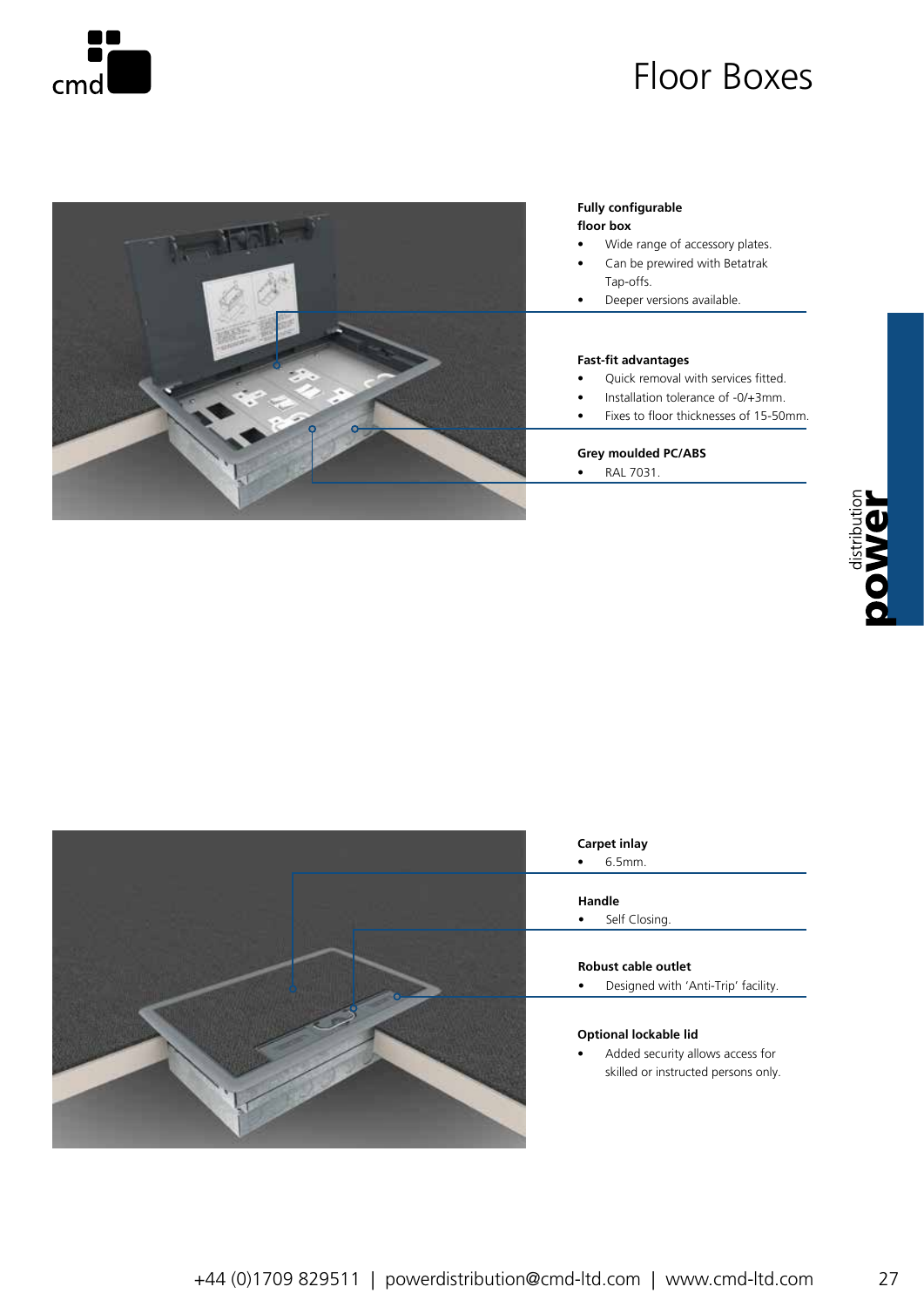# Floor Boxes

**Fully configurable floor box**

- Wide range of accessory plates.
- Can be prewired with Betatrak Tap-offs.
- Deeper versions available.

**Fast-fit advantages**

- Quick removal with services fitted.
- Installation tolerance of -0/+3mm.
- Fixes to floor thicknesses of 15-50mm.

**Grey moulded PC/ABS**

- RAL 7031.

**Carpet inlay**

- 6.5mm.

**Handle**

- Self Closing.

**Robust cable outlet**

- Designed with 'Anti-Trip' facility.

**Optional lockable lid**

- Added security allows access for skilled or instructed persons only.

+44 (0)1709 829511 | powerdistribution@cmd-ltd.com | www.cmd-ltd.com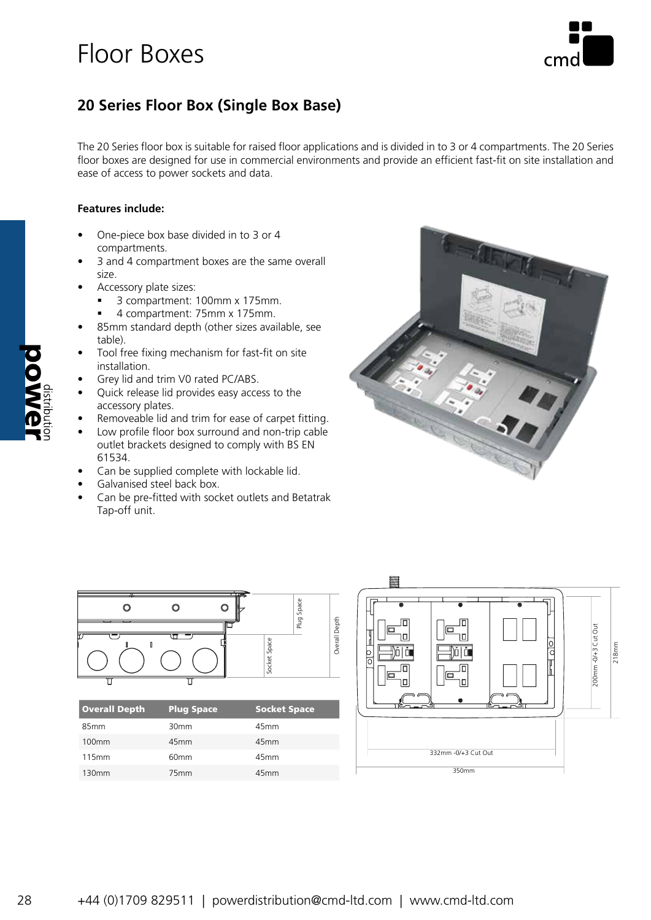# Floor Boxes

## 20 Series Floor Box (Single Box Base)

The 20 Series floor box is suitable for raised floor applications and is divided in to 3 or 4 compartments. The 20 Series floor boxes are designed for use in commercial environments and provide an efficient fast-fit on site installation and ease of access to power sockets and data.

**Features include:**

- One-piece box base divided in to 3 or 4 compartments.
- 3 and 4 compartment boxes are the same overall size.
- Accessory plate sizes:
  - 3 compartment: 100mm x 175mm.
  - 4 compartment: 75mm x 175mm.
- 85mm standard depth (other sizes available, see table).
- Tool free fixing mechanism for fast-fit on site installation.
- Grey lid and trim V0 rated PC/ABS.
- Quick release lid provides easy access to the accessory plates.
- Removeable lid and trim for ease of carpet fitting.
- Low profile floor box surround and non-trip cable outlet brackets designed to comply with BS EN 61534.
- Can be supplied complete with lockable lid.
- Galvanised steel back box.
- Can be pre-fitted with socket outlets and Betatrak Tap-off unit.

| Overall Depth | Plug Space | Socket Space |
|---|---|---|
| 85mm | 30mm | 45mm |
| 100mm | 45mm | 45mm |
| 115mm | 60mm | 45mm |
| 130mm | 75mm | 45mm |

Plug Space, Socket Space, Overall Depth

200mm -0/+3 Cut Out, 218mm, 332mm -0/+3 Cut Out, 350mm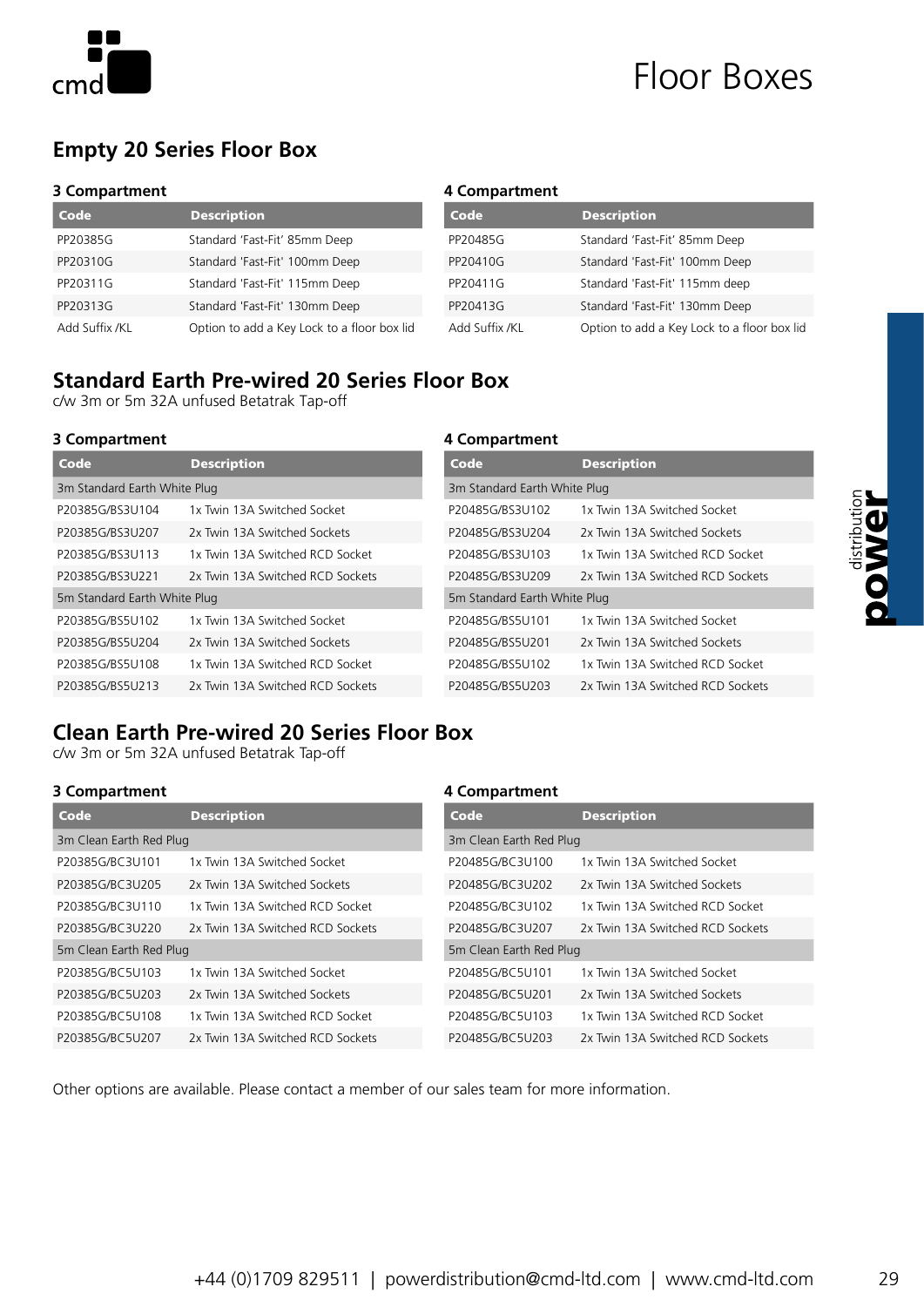# Floor Boxes

## Empty 20 Series Floor Box

### 3 Compartment

| Code | Description |
|---|---|
| PP20385G | Standard 'Fast-Fit' 85mm Deep |
| PP20310G | Standard 'Fast-Fit' 100mm Deep |
| PP20311G | Standard 'Fast-Fit' 115mm Deep |
| PP20313G | Standard 'Fast-Fit' 130mm Deep |
| Add Suffix /KL | Option to add a Key Lock to a floor box lid |

### 4 Compartment

| Code | Description |
|---|---|
| PP20485G | Standard 'Fast-Fit' 85mm Deep |
| PP20410G | Standard 'Fast-Fit' 100mm Deep |
| PP20411G | Standard 'Fast-Fit' 115mm deep |
| PP20413G | Standard 'Fast-Fit' 130mm Deep |
| Add Suffix /KL | Option to add a Key Lock to a floor box lid |

## Standard Earth Pre-wired 20 Series Floor Box

c/w 3m or 5m 32A unfused Betatrak Tap-off

### 3 Compartment

| Code | Description |
|---|---|
| 3m Standard Earth White Plug | |
| P20385G/BS3U104 | 1x Twin 13A Switched Socket |
| P20385G/BS3U207 | 2x Twin 13A Switched Sockets |
| P20385G/BS3U113 | 1x Twin 13A Switched RCD Socket |
| P20385G/BS3U221 | 2x Twin 13A Switched RCD Sockets |
| 5m Standard Earth White Plug | |
| P20385G/BS5U102 | 1x Twin 13A Switched Socket |
| P20385G/BS5U204 | 2x Twin 13A Switched Sockets |
| P20385G/BS5U108 | 1x Twin 13A Switched RCD Socket |
| P20385G/BS5U213 | 2x Twin 13A Switched RCD Sockets |

### 4 Compartment

| Code | Description |
|---|---|
| 3m Standard Earth White Plug | |
| P20485G/BS3U102 | 1x Twin 13A Switched Socket |
| P20485G/BS3U204 | 2x Twin 13A Switched Sockets |
| P20485G/BS3U103 | 1x Twin 13A Switched RCD Socket |
| P20485G/BS3U209 | 2x Twin 13A Switched RCD Sockets |
| 5m Standard Earth White Plug | |
| P20485G/BS5U101 | 1x Twin 13A Switched Socket |
| P20485G/BS5U201 | 2x Twin 13A Switched Sockets |
| P20485G/BS5U102 | 1x Twin 13A Switched RCD Socket |
| P20485G/BS5U203 | 2x Twin 13A Switched RCD Sockets |

## Clean Earth Pre-wired 20 Series Floor Box

c/w 3m or 5m 32A unfused Betatrak Tap-off

### 3 Compartment

| Code | Description |
|---|---|
| 3m Clean Earth Red Plug | |
| P20385G/BC3U101 | 1x Twin 13A Switched Socket |
| P20385G/BC3U205 | 2x Twin 13A Switched Sockets |
| P20385G/BC3U110 | 1x Twin 13A Switched RCD Socket |
| P20385G/BC3U220 | 2x Twin 13A Switched RCD Sockets |
| 5m Clean Earth Red Plug | |
| P20385G/BC5U103 | 1x Twin 13A Switched Socket |
| P20385G/BC5U203 | 2x Twin 13A Switched Sockets |
| P20385G/BC5U108 | 1x Twin 13A Switched RCD Socket |
| P20385G/BC5U207 | 2x Twin 13A Switched RCD Sockets |

### 4 Compartment

| Code | Description |
|---|---|
| 3m Clean Earth Red Plug | |
| P20485G/BC3U100 | 1x Twin 13A Switched Socket |
| P20485G/BC3U202 | 2x Twin 13A Switched Sockets |
| P20485G/BC3U102 | 1x Twin 13A Switched RCD Socket |
| P20485G/BC3U207 | 2x Twin 13A Switched RCD Sockets |
| 5m Clean Earth Red Plug | |
| P20485G/BC5U101 | 1x Twin 13A Switched Socket |
| P20485G/BC5U201 | 2x Twin 13A Switched Sockets |
| P20485G/BC5U103 | 1x Twin 13A Switched RCD Socket |
| P20485G/BC5U203 | 2x Twin 13A Switched RCD Sockets |

Other options are available. Please contact a member of our sales team for more information.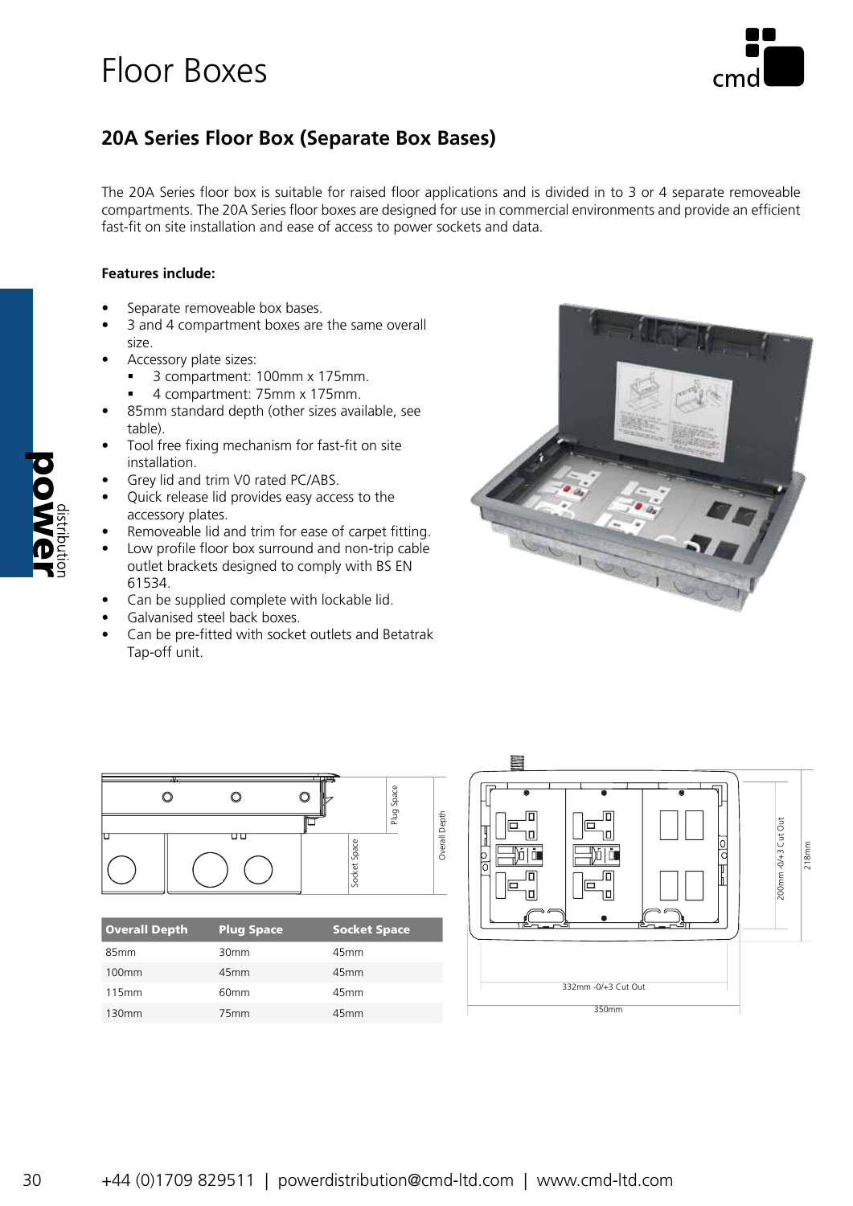# Floor Boxes

## 20A Series Floor Box (Separate Box Bases)

The 20A Series floor box is suitable for raised floor applications and is divided in to 3 or 4 separate removeable compartments. The 20A Series floor boxes are designed for use in commercial environments and provide an efficient fast-fit on site installation and ease of access to power sockets and data.

**Features include:**

- Separate removeable box bases.
- 3 and 4 compartment boxes are the same overall size.
- Accessory plate sizes:
  - 3 compartment: 100mm x 175mm.
  - 4 compartment: 75mm x 175mm.
- 85mm standard depth (other sizes available, see table).
- Tool free fixing mechanism for fast-fit on site installation.
- Grey lid and trim V0 rated PC/ABS.
- Quick release lid provides easy access to the accessory plates.
- Removeable lid and trim for ease of carpet fitting.
- Low profile floor box surround and non-trip cable outlet brackets designed to comply with BS EN 61534.
- Can be supplied complete with lockable lid.
- Galvanised steel back boxes.
- Can be pre-fitted with socket outlets and Betatrak Tap-off unit.

| Overall Depth | Plug Space | Socket Space |
|---|---|---|
| 85mm | 30mm | 45mm |
| 100mm | 45mm | 45mm |
| 115mm | 60mm | 45mm |
| 130mm | 75mm | 45mm |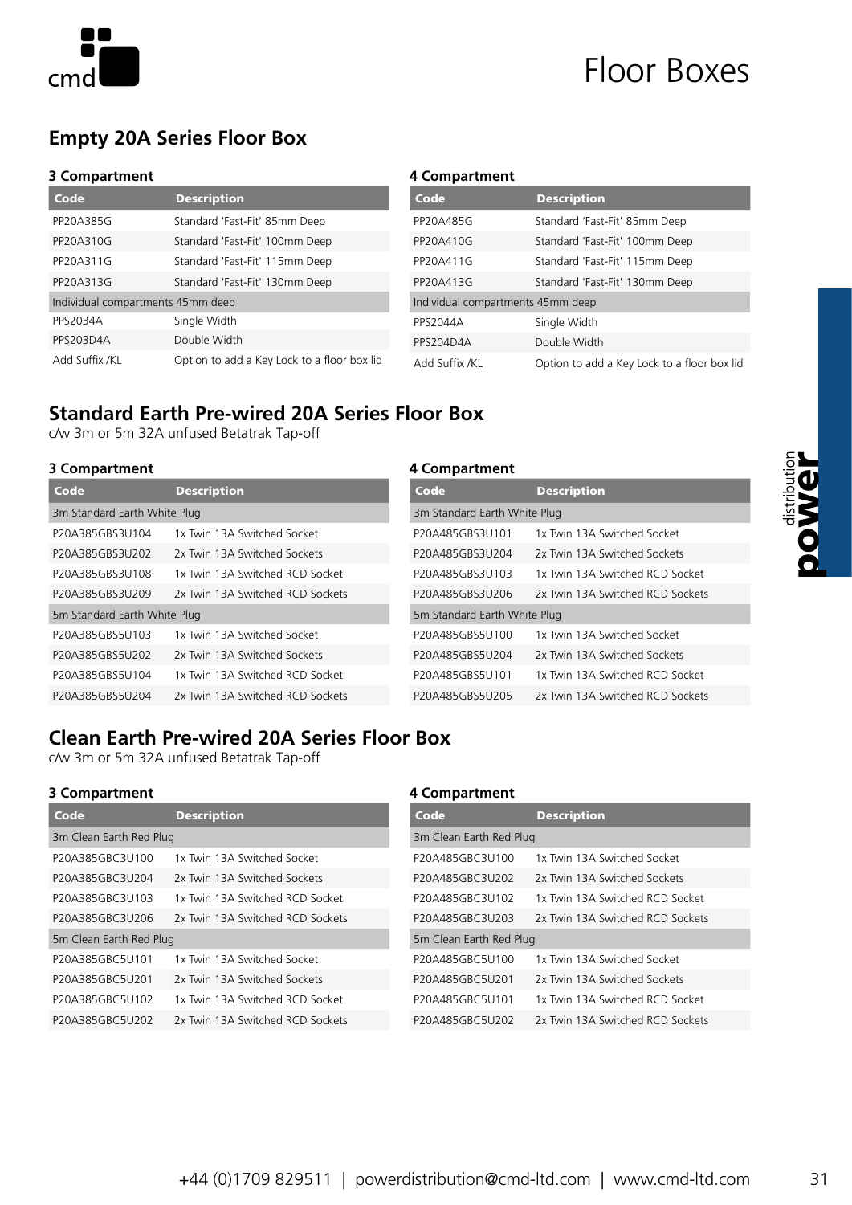# Floor Boxes

## Empty 20A Series Floor Box

### 3 Compartment

| Code | Description |
|---|---|
| PP20A385G | Standard 'Fast-Fit' 85mm Deep |
| PP20A310G | Standard 'Fast-Fit' 100mm Deep |
| PP20A311G | Standard 'Fast-Fit' 115mm Deep |
| PP20A313G | Standard 'Fast-Fit' 130mm Deep |
| Individual compartments 45mm deep | |
| PPS2034A | Single Width |
| PPS203D4A | Double Width |
| Add Suffix /KL | Option to add a Key Lock to a floor box lid |

### 4 Compartment

| Code | Description |
|---|---|
| PP20A485G | Standard 'Fast-Fit' 85mm Deep |
| PP20A410G | Standard 'Fast-Fit' 100mm Deep |
| PP20A411G | Standard 'Fast-Fit' 115mm Deep |
| PP20A413G | Standard 'Fast-Fit' 130mm Deep |
| Individual compartments 45mm deep | |
| PPS2044A | Single Width |
| PPS204D4A | Double Width |
| Add Suffix /KL | Option to add a Key Lock to a floor box lid |

## Standard Earth Pre-wired 20A Series Floor Box

c/w 3m or 5m 32A unfused Betatrak Tap-off

### 3 Compartment

| Code | Description |
|---|---|
| 3m Standard Earth White Plug | |
| P20A385GBS3U104 | 1x Twin 13A Switched Socket |
| P20A385GBS3U202 | 2x Twin 13A Switched Sockets |
| P20A385GBS3U108 | 1x Twin 13A Switched RCD Socket |
| P20A385GBS3U209 | 2x Twin 13A Switched RCD Sockets |
| 5m Standard Earth White Plug | |
| P20A385GBS5U103 | 1x Twin 13A Switched Socket |
| P20A385GBS5U202 | 2x Twin 13A Switched Sockets |
| P20A385GBS5U104 | 1x Twin 13A Switched RCD Socket |
| P20A385GBS5U204 | 2x Twin 13A Switched RCD Sockets |

### 4 Compartment

| Code | Description |
|---|---|
| 3m Standard Earth White Plug | |
| P20A485GBS3U101 | 1x Twin 13A Switched Socket |
| P20A485GBS3U204 | 2x Twin 13A Switched Sockets |
| P20A485GBS3U103 | 1x Twin 13A Switched RCD Socket |
| P20A485GBS3U206 | 2x Twin 13A Switched RCD Sockets |
| 5m Standard Earth White Plug | |
| P20A485GBS5U100 | 1x Twin 13A Switched Socket |
| P20A485GBS5U204 | 2x Twin 13A Switched Sockets |
| P20A485GBS5U101 | 1x Twin 13A Switched RCD Socket |
| P20A485GBS5U205 | 2x Twin 13A Switched RCD Sockets |

## Clean Earth Pre-wired 20A Series Floor Box

c/w 3m or 5m 32A unfused Betatrak Tap-off

### 3 Compartment

| Code | Description |
|---|---|
| 3m Clean Earth Red Plug | |
| P20A385GBC3U100 | 1x Twin 13A Switched Socket |
| P20A385GBC3U204 | 2x Twin 13A Switched Sockets |
| P20A385GBC3U103 | 1x Twin 13A Switched RCD Socket |
| P20A385GBC3U206 | 2x Twin 13A Switched RCD Sockets |
| 5m Clean Earth Red Plug | |
| P20A385GBC5U101 | 1x Twin 13A Switched Socket |
| P20A385GBC5U201 | 2x Twin 13A Switched Sockets |
| P20A385GBC5U102 | 1x Twin 13A Switched RCD Socket |
| P20A385GBC5U202 | 2x Twin 13A Switched RCD Sockets |

### 4 Compartment

| Code | Description |
|---|---|
| 3m Clean Earth Red Plug | |
| P20A485GBC3U100 | 1x Twin 13A Switched Socket |
| P20A485GBC3U202 | 2x Twin 13A Switched Sockets |
| P20A485GBC3U102 | 1x Twin 13A Switched RCD Socket |
| P20A485GBC3U203 | 2x Twin 13A Switched RCD Sockets |
| 5m Clean Earth Red Plug | |
| P20A485GBC5U100 | 1x Twin 13A Switched Socket |
| P20A485GBC5U201 | 2x Twin 13A Switched Sockets |
| P20A485GBC5U101 | 1x Twin 13A Switched RCD Socket |
| P20A485GBC5U202 | 2x Twin 13A Switched RCD Sockets |

+44 (0)1709 829511 | powerdistribution@cmd-ltd.com | www.cmd-ltd.com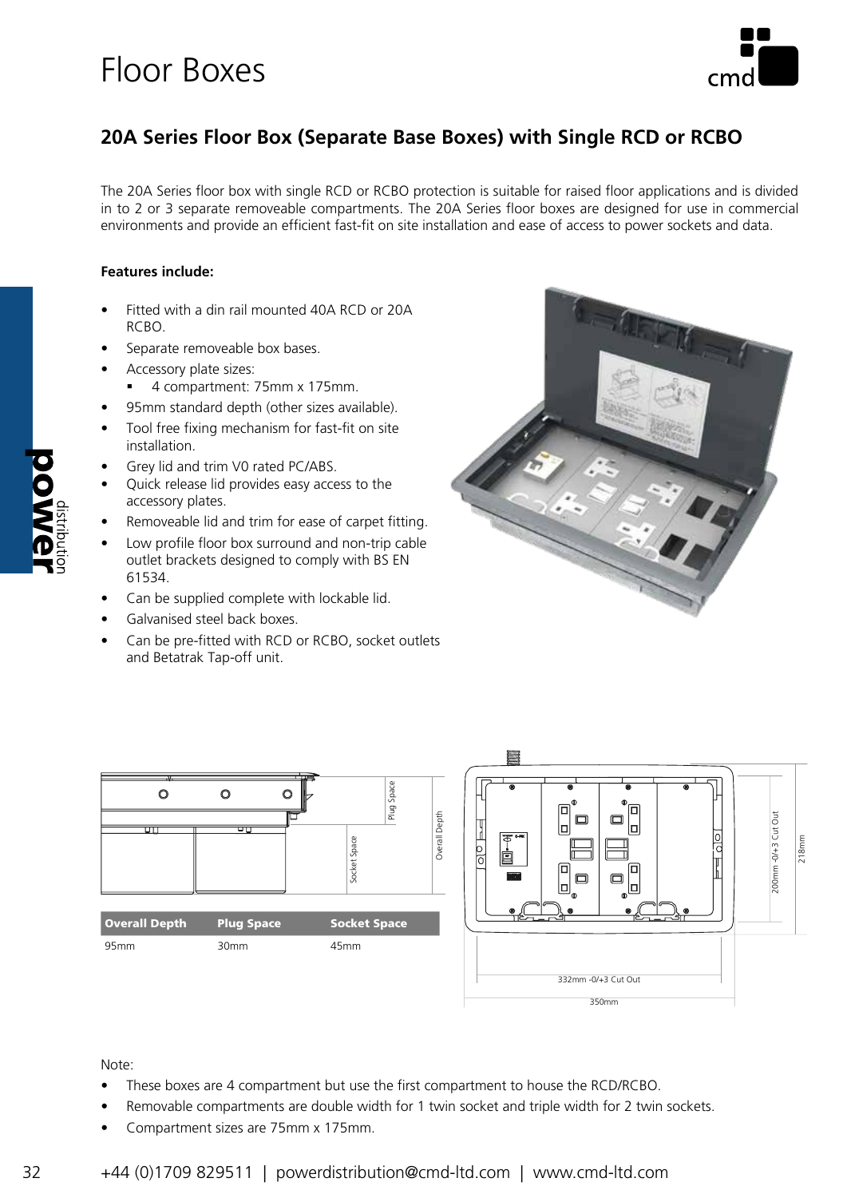# Floor Boxes

## 20A Series Floor Box (Separate Base Boxes) with Single RCD or RCBO

The 20A Series floor box with single RCD or RCBO protection is suitable for raised floor applications and is divided in to 2 or 3 separate removeable compartments. The 20A Series floor boxes are designed for use in commercial environments and provide an efficient fast-fit on site installation and ease of access to power sockets and data.

**Features include:**

- Fitted with a din rail mounted 40A RCD or 20A RCBO.
- Separate removeable box bases.
- Accessory plate sizes:
  - 4 compartment: 75mm x 175mm.
- 95mm standard depth (other sizes available).
- Tool free fixing mechanism for fast-fit on site installation.
- Grey lid and trim V0 rated PC/ABS.
- Quick release lid provides easy access to the accessory plates.
- Removeable lid and trim for ease of carpet fitting.
- Low profile floor box surround and non-trip cable outlet brackets designed to comply with BS EN 61534.
- Can be supplied complete with lockable lid.
- Galvanised steel back boxes.
- Can be pre-fitted with RCD or RCBO, socket outlets and Betatrak Tap-off unit.

| Overall Depth | Plug Space | Socket Space |
|---|---|---|
| 95mm | 30mm | 45mm |

Plug Space | Socket Space | Overall Depth

200mm -0/+3 Cut Out | 218mm | 332mm -0/+3 Cut Out | 350mm

Note:

- These boxes are 4 compartment but use the first compartment to house the RCD/RCBO.
- Removable compartments are double width for 1 twin socket and triple width for 2 twin sockets.
- Compartment sizes are 75mm x 175mm.

+44 (0)1709 829511 | powerdistribution@cmd-ltd.com | www.cmd-ltd.com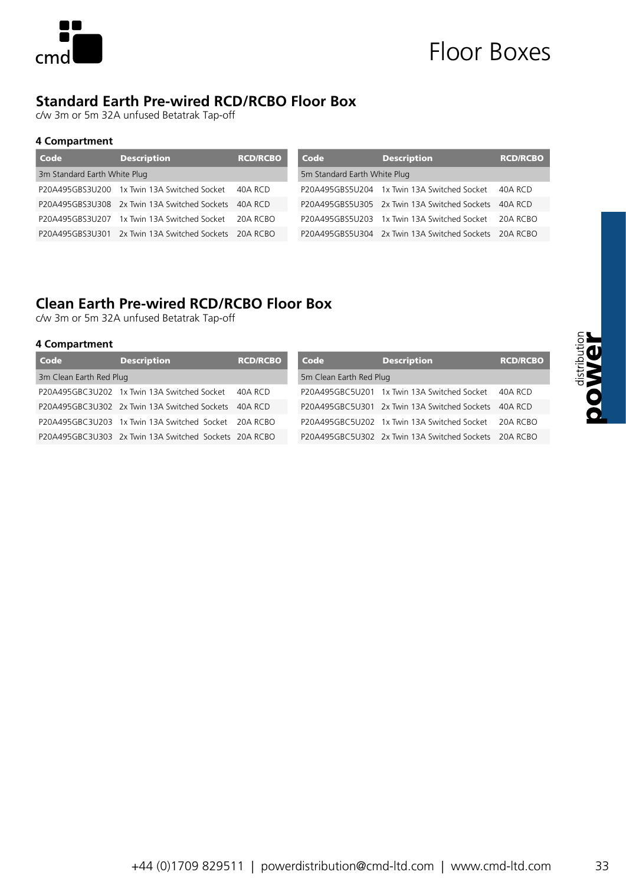# Floor Boxes

## Standard Earth Pre-wired RCD/RCBO Floor Box

c/w 3m or 5m 32A unfused Betatrak Tap-off

### 4 Compartment

| Code | Description | RCD/RCBO |
| --- | --- | --- |
| 3m Standard Earth White Plug | | |
| P20A495GBS3U200 | 1x Twin 13A Switched Socket | 40A RCD |
| P20A495GBS3U308 | 2x Twin 13A Switched Sockets | 40A RCD |
| P20A495GBS3U207 | 1x Twin 13A Switched Socket | 20A RCBO |
| P20A495GBS3U301 | 2x Twin 13A Switched Sockets | 20A RCBO |

| Code | Description | RCD/RCBO |
| --- | --- | --- |
| 5m Standard Earth White Plug | | |
| P20A495GBS5U204 | 1x Twin 13A Switched Socket | 40A RCD |
| P20A495GBS5U305 | 2x Twin 13A Switched Sockets | 40A RCD |
| P20A495GBS5U203 | 1x Twin 13A Switched Socket | 20A RCBO |
| P20A495GBS5U304 | 2x Twin 13A Switched Sockets | 20A RCBO |

## Clean Earth Pre-wired RCD/RCBO Floor Box

c/w 3m or 5m 32A unfused Betatrak Tap-off

### 4 Compartment

| Code | Description | RCD/RCBO |
| --- | --- | --- |
| 3m Clean Earth Red Plug | | |
| P20A495GBC3U202 | 1x Twin 13A Switched Socket | 40A RCD |
| P20A495GBC3U302 | 2x Twin 13A Switched Sockets | 40A RCD |
| P20A495GBC3U203 | 1x Twin 13A Switched Socket | 20A RCBO |
| P20A495GBC3U303 | 2x Twin 13A Switched Sockets | 20A RCBO |

| Code | Description | RCD/RCBO |
| --- | --- | --- |
| 5m Clean Earth Red Plug | | |
| P20A495GBC5U201 | 1x Twin 13A Switched Socket | 40A RCD |
| P20A495GBC5U301 | 2x Twin 13A Switched Sockets | 40A RCD |
| P20A495GBC5U202 | 1x Twin 13A Switched Socket | 20A RCBO |
| P20A495GBC5U302 | 2x Twin 13A Switched Sockets | 20A RCBO |

+44 (0)1709 829511 | powerdistribution@cmd-ltd.com | www.cmd-ltd.com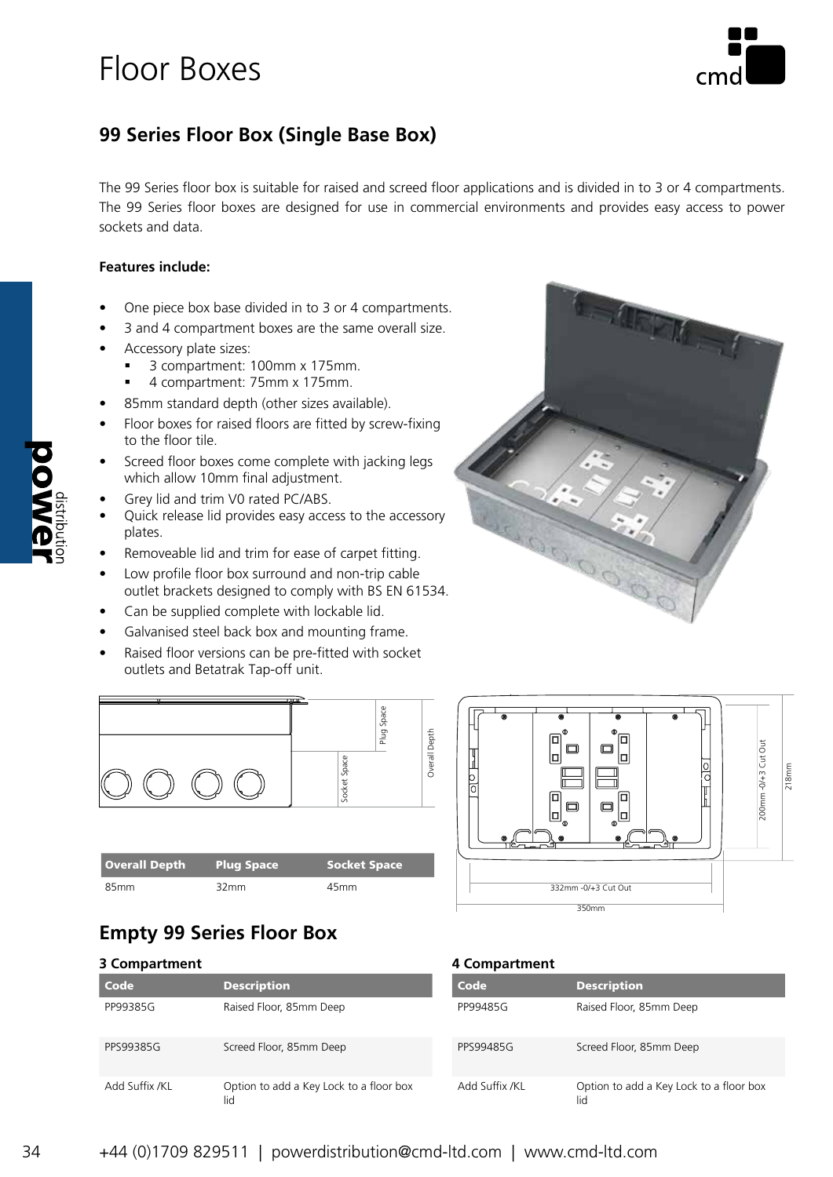# Floor Boxes

## 99 Series Floor Box (Single Base Box)

The 99 Series floor box is suitable for raised and screed floor applications and is divided in to 3 or 4 compartments. The 99 Series floor boxes are designed for use in commercial environments and provides easy access to power sockets and data.

**Features include:**

- One piece box base divided in to 3 or 4 compartments.
- 3 and 4 compartment boxes are the same overall size.
- Accessory plate sizes:
  - 3 compartment: 100mm x 175mm.
  - 4 compartment: 75mm x 175mm.
- 85mm standard depth (other sizes available).
- Floor boxes for raised floors are fitted by screw-fixing to the floor tile.
- Screed floor boxes come complete with jacking legs which allow 10mm final adjustment.
- Grey lid and trim V0 rated PC/ABS.
- Quick release lid provides easy access to the accessory plates.
- Removeable lid and trim for ease of carpet fitting.
- Low profile floor box surround and non-trip cable outlet brackets designed to comply with BS EN 61534.
- Can be supplied complete with lockable lid.
- Galvanised steel back box and mounting frame.
- Raised floor versions can be pre-fitted with socket outlets and Betatrak Tap-off unit.

| Overall Depth | Plug Space | Socket Space |
|---|---|---|
| 85mm | 32mm | 45mm |

200mm -0/+3 Cut Out | 218mm | 332mm -0/+3 Cut Out | 350mm

## Empty 99 Series Floor Box

### 3 Compartment

| Code | Description |
|---|---|
| PP99385G | Raised Floor, 85mm Deep |
| PPS99385G | Screed Floor, 85mm Deep |
| Add Suffix /KL | Option to add a Key Lock to a floor box lid |

### 4 Compartment

| Code | Description |
|---|---|
| PP99485G | Raised Floor, 85mm Deep |
| PPS99485G | Screed Floor, 85mm Deep |
| Add Suffix /KL | Option to add a Key Lock to a floor box lid |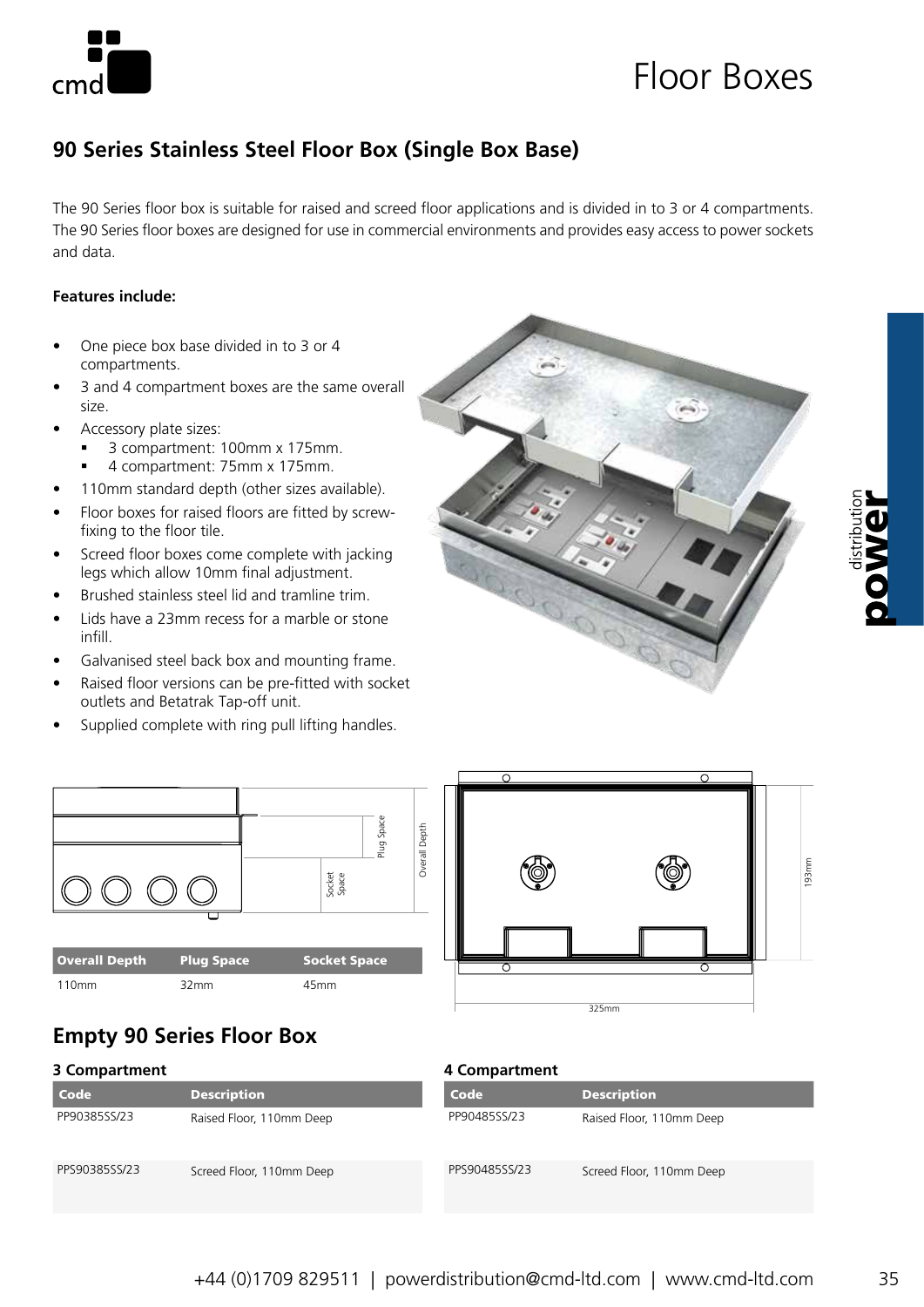# 90 Series Stainless Steel Floor Box (Single Box Base)

The 90 Series floor box is suitable for raised and screed floor applications and is divided in to 3 or 4 compartments. The 90 Series floor boxes are designed for use in commercial environments and provides easy access to power sockets and data.

**Features include:**

- One piece box base divided in to 3 or 4 compartments.
- 3 and 4 compartment boxes are the same overall size.
- Accessory plate sizes:
  - 3 compartment: 100mm x 175mm.
  - 4 compartment: 75mm x 175mm.
- 110mm standard depth (other sizes available).
- Floor boxes for raised floors are fitted by screw-fixing to the floor tile.
- Screed floor boxes come complete with jacking legs which allow 10mm final adjustment.
- Brushed stainless steel lid and tramline trim.
- Lids have a 23mm recess for a marble or stone infill.
- Galvanised steel back box and mounting frame.
- Raised floor versions can be pre-fitted with socket outlets and Betatrak Tap-off unit.
- Supplied complete with ring pull lifting handles.

Plug Space
Socket Space
Overall Depth

| Overall Depth | Plug Space | Socket Space |
|---|---|---|
| 110mm | 32mm | 45mm |

193mm
325mm

## Empty 90 Series Floor Box

### 3 Compartment

| Code | Description |
|---|---|
| PP90385SS/23 | Raised Floor, 110mm Deep |
| PPS90385SS/23 | Screed Floor, 110mm Deep |

### 4 Compartment

| Code | Description |
|---|---|
| PP90485SS/23 | Raised Floor, 110mm Deep |
| PPS90485SS/23 | Screed Floor, 110mm Deep |